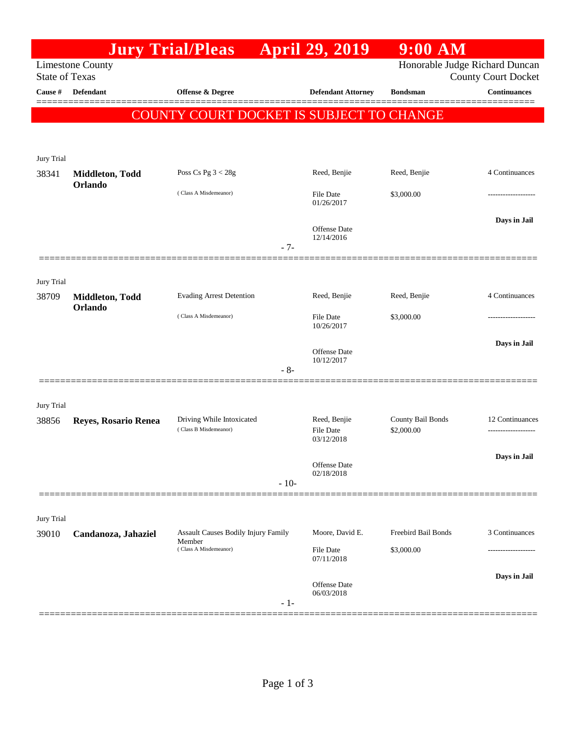# Jury Trial/Pleas April 29, 2019 9:00 AM

Limestone County
State of Texas

Honorable Judge Richard Duncan
County Court Docket

| Cause # | Defendant | Offense & Degree | Defendant Attorney | Bondsman | Continuances |
|---|---|---|---|---|---|

**COUNTY COURT DOCKET IS SUBJECT TO CHANGE**

Jury Trial

| Cause # | Defendant | Offense & Degree | Defendant Attorney | Bondsman | Continuances |
|---|---|---|---|---|---|
| 38341 | **Middleton, Todd Orlando** | Poss Cs Pg 3 < 28g | Reed, Benjie | Reed, Benjie | 4 Continuances |
| | | ( Class A Misdemeanor) | File Date 01/26/2017 | $3,000.00 | ------------------- |
| | | | Offense Date 12/14/2016 | | **Days in Jail** |

- 7-

Jury Trial

| Cause # | Defendant | Offense & Degree | Defendant Attorney | Bondsman | Continuances |
|---|---|---|---|---|---|
| 38709 | **Middleton, Todd Orlando** | Evading Arrest Detention | Reed, Benjie | Reed, Benjie | 4 Continuances |
| | | ( Class A Misdemeanor) | File Date 10/26/2017 | $3,000.00 | ------------------- |
| | | | Offense Date 10/12/2017 | | **Days in Jail** |

- 8-

Jury Trial

| Cause # | Defendant | Offense & Degree | Defendant Attorney | Bondsman | Continuances |
|---|---|---|---|---|---|
| 38856 | **Reyes, Rosario Renea** | Driving While Intoxicated | Reed, Benjie | County Bail Bonds | 12 Continuances |
| | | ( Class B Misdemeanor) | File Date 03/12/2018 | $2,000.00 | ------------------- |
| | | | Offense Date 02/18/2018 | | **Days in Jail** |

- 10-

Jury Trial

| Cause # | Defendant | Offense & Degree | Defendant Attorney | Bondsman | Continuances |
|---|---|---|---|---|---|
| 39010 | **Candanoza, Jahaziel** | Assault Causes Bodily Injury Family Member | Moore, David E. | Freebird Bail Bonds | 3 Continuances |
| | | ( Class A Misdemeanor) | File Date 07/11/2018 | $3,000.00 | ------------------- |
| | | | Offense Date 06/03/2018 | | **Days in Jail** |

- 1-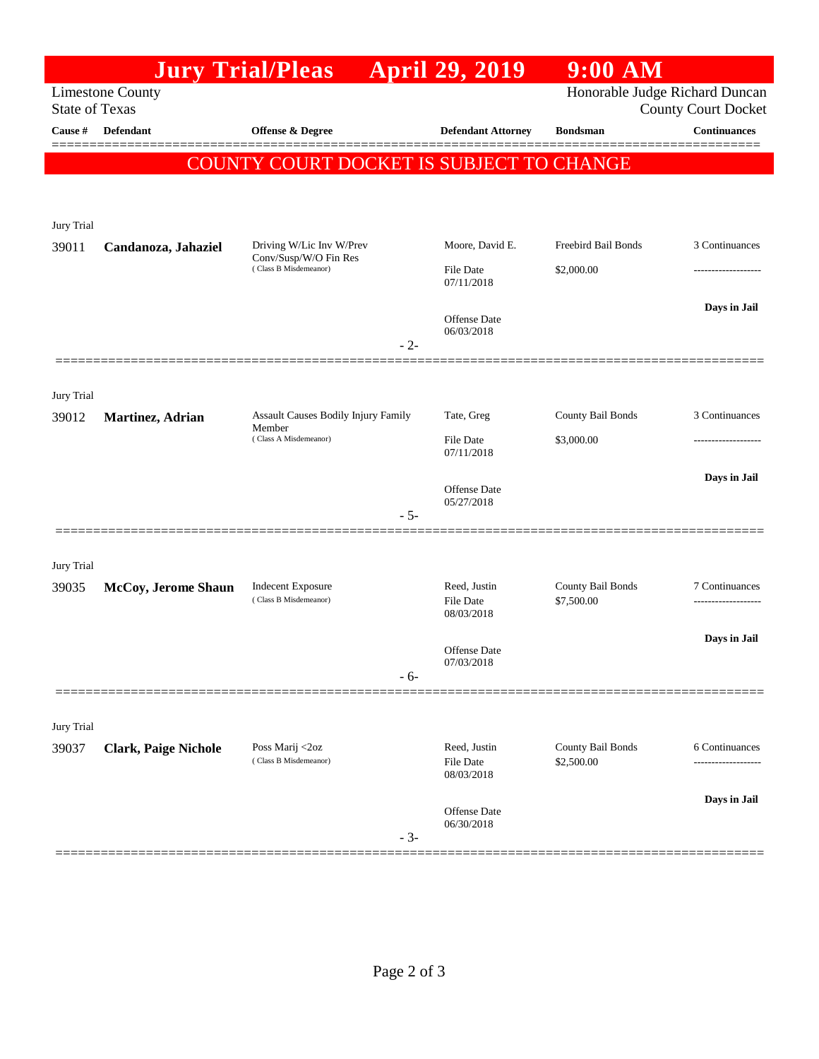# Jury Trial/Pleas April 29, 2019 9:00 AM

Limestone County
State of Texas

Honorable Judge Richard Duncan
County Court Docket

**COUNTY COURT DOCKET IS SUBJECT TO CHANGE**

| Cause # | Defendant | Offense & Degree | Defendant Attorney | Bondsman | Continuances |
|---|---|---|---|---|---|
| Jury Trial | | | | | |
| 39011 | **Candanoza, Jahaziel** | Driving W/Lic Inv W/Prev Conv/Susp/W/O Fin Res (Class B Misdemeanor) | Moore, David E. | Freebird Bail Bonds | 3 Continuances |
| | | | File Date 07/11/2018 | $2,000.00 | Days in Jail |
| | | - 2- | Offense Date 06/03/2018 | | |
| Jury Trial | | | | | |
| 39012 | **Martinez, Adrian** | Assault Causes Bodily Injury Family Member (Class A Misdemeanor) | Tate, Greg | County Bail Bonds | 3 Continuances |
| | | | File Date 07/11/2018 | $3,000.00 | Days in Jail |
| | | - 5- | Offense Date 05/27/2018 | | |
| Jury Trial | | | | | |
| 39035 | **McCoy, Jerome Shaun** | Indecent Exposure (Class B Misdemeanor) | Reed, Justin | County Bail Bonds | 7 Continuances |
| | | | File Date 08/03/2018 | $7,500.00 | Days in Jail |
| | | - 6- | Offense Date 07/03/2018 | | |
| Jury Trial | | | | | |
| 39037 | **Clark, Paige Nichole** | Poss Marij <2oz (Class B Misdemeanor) | Reed, Justin | County Bail Bonds | 6 Continuances |
| | | | File Date 08/03/2018 | $2,500.00 | Days in Jail |
| | | - 3- | Offense Date 06/30/2018 | | |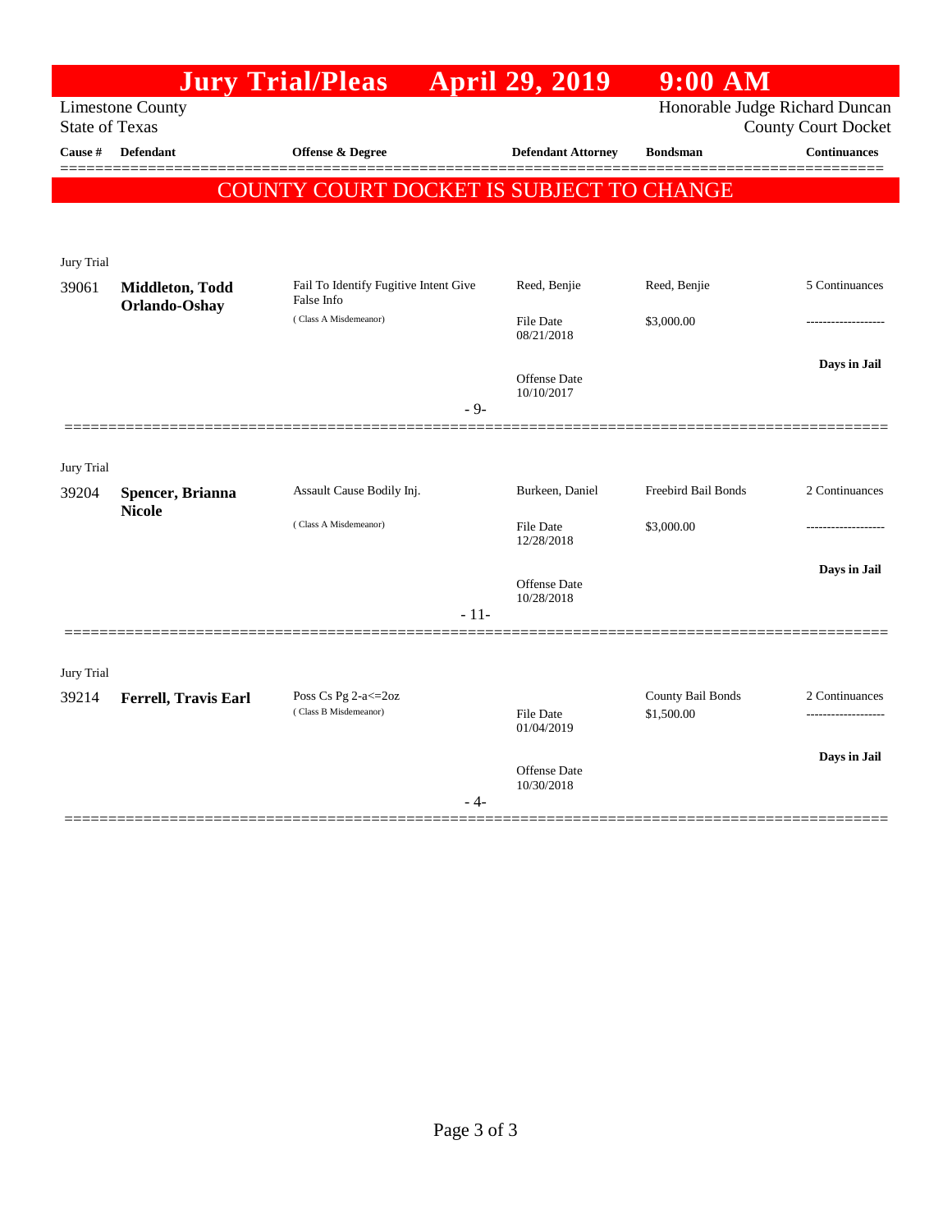# Jury Trial/Pleas April 29, 2019 9:00 AM

Limestone County
State of Texas

Honorable Judge Richard Duncan
County Court Docket

| Cause # | Defendant | Offense & Degree | Defendant Attorney | Bondsman | Continuances |
|---|---|---|---|---|---|

COUNTY COURT DOCKET IS SUBJECT TO CHANGE

Jury Trial

| Cause # | Defendant | Offense & Degree | Defendant Attorney | Bondsman | Continuances |
|---|---|---|---|---|---|
| 39061 | **Middleton, Todd Orlando-Oshay** | Fail To Identify Fugitive Intent Give False Info | Reed, Benjie | Reed, Benjie | 5 Continuances |
| | | ( Class A Misdemeanor) | File Date 08/21/2018 | $3,000.00 | ------------------- |
| | | | Offense Date 10/10/2017 | | **Days in Jail** |
| | | - 9- | | | |

Jury Trial

| Cause # | Defendant | Offense & Degree | Defendant Attorney | Bondsman | Continuances |
|---|---|---|---|---|---|
| 39204 | **Spencer, Brianna Nicole** | Assault Cause Bodily Inj. | Burkeen, Daniel | Freebird Bail Bonds | 2 Continuances |
| | | ( Class A Misdemeanor) | File Date 12/28/2018 | $3,000.00 | ------------------- |
| | | | Offense Date 10/28/2018 | | **Days in Jail** |
| | | - 11- | | | |

Jury Trial

| Cause # | Defendant | Offense & Degree | Defendant Attorney | Bondsman | Continuances |
|---|---|---|---|---|---|
| 39214 | **Ferrell, Travis Earl** | Poss Cs Pg 2-a<=2oz | | County Bail Bonds | 2 Continuances |
| | | ( Class B Misdemeanor) | File Date 01/04/2019 | $1,500.00 | ------------------- |
| | | | Offense Date 10/30/2018 | | **Days in Jail** |
| | | - 4- | | | |